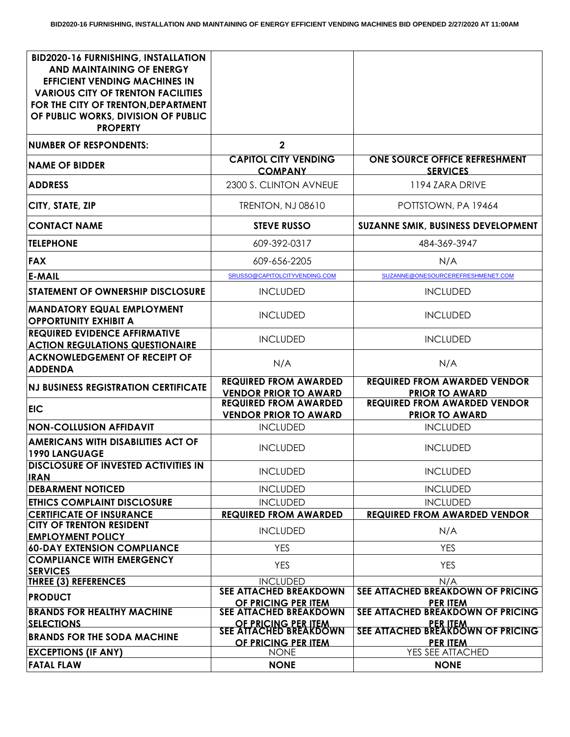**BID2020-16 FURNISHING, INSTALLATION AND MAINTAINING OF ENERGY EFFICIENT VENDING MACHINES BID OPENDED 2/27/2020 AT 11:00AM**

| BID2020-16 FURNISHING, INSTALLATION AND MAINTAINING OF ENERGY EFFICIENT VENDING MACHINES IN VARIOUS CITY OF TRENTON FACILITIES FOR THE CITY OF TRENTON,DEPARTMENT OF PUBLIC WORKS, DIVISION OF PUBLIC PROPERTY | | |
|---|---|---|
| **NUMBER OF RESPONDENTS:** | **2** | |
| **NAME OF BIDDER** | **CAPITOL CITY VENDING COMPANY** | **ONE SOURCE OFFICE REFRESHMENT SERVICES** |
| **ADDRESS** | 2300 S. CLINTON AVNEUE | 1194 ZARA DRIVE |
| **CITY, STATE, ZIP** | TRENTON, NJ 08610 | POTTSTOWN, PA 19464 |
| **CONTACT NAME** | **STEVE RUSSO** | **SUZANNE SMIK, BUSINESS DEVELOPMENT** |
| **TELEPHONE** | 609-392-0317 | 484-369-3947 |
| **FAX** | 609-656-2205 | N/A |
| **E-MAIL** | SRUSSO@CAPITOLCITYVENDING.COM | SUZANNE@ONESOURCEREFRESHMENET.COM |
| **STATEMENT OF OWNERSHIP DISCLOSURE** | INCLUDED | INCLUDED |
| **MANDATORY EQUAL EMPLOYMENT OPPORTUNITY EXHIBIT A** | INCLUDED | INCLUDED |
| **REQUIRED EVIDENCE AFFIRMATIVE ACTION REGULATIONS QUESTIONAIRE** | INCLUDED | INCLUDED |
| **ACKNOWLEDGEMENT OF RECEIPT OF ADDENDA** | N/A | N/A |
| **NJ BUSINESS REGISTRATION CERTIFICATE** | **REQUIRED FROM AWARDED VENDOR PRIOR TO AWARD** | **REQUIRED FROM AWARDED VENDOR PRIOR TO AWARD** |
| **EIC** | **REQUIRED FROM AWARDED VENDOR PRIOR TO AWARD** | **REQUIRED FROM AWARDED VENDOR PRIOR TO AWARD** |
| **NON-COLLUSION AFFIDAVIT** | INCLUDED | INCLUDED |
| **AMERICANS WITH DISABILITIES ACT OF 1990 LANGUAGE** | INCLUDED | INCLUDED |
| **DISCLOSURE OF INVESTED ACTIVITIES IN IRAN** | INCLUDED | INCLUDED |
| **DEBARMENT NOTICED** | INCLUDED | INCLUDED |
| **ETHICS COMPLAINT DISCLOSURE** | INCLUDED | INCLUDED |
| **CERTIFICATE OF INSURANCE** | **REQUIRED FROM AWARDED** | **REQUIRED FROM AWARDED VENDOR** |
| **CITY OF TRENTON RESIDENT EMPLOYMENT POLICY** | INCLUDED | N/A |
| **60-DAY EXTENSION COMPLIANCE** | YES | YES |
| **COMPLIANCE WITH EMERGENCY SERVICES** | YES | YES |
| **THREE (3) REFERENCES** | INCLUDED | N/A |
| **PRODUCT** | **SEE ATTACHED BREAKDOWN OF PRICING PER ITEM** | **SEE ATTACHED BREAKDOWN OF PRICING PER ITEM** |
| **BRANDS FOR HEALTHY MACHINE SELECTIONS** | **SEE ATTACHED BREAKDOWN OF PRICING PER ITEM** | **SEE ATTACHED BREAKDOWN OF PRICING PER ITEM** |
| **BRANDS FOR THE SODA MACHINE** | **SEE ATTACHED BREAKDOWN OF PRICING PER ITEM** | **SEE ATTACHED BREAKDOWN OF PRICING PER ITEM** |
| **EXCEPTIONS (IF ANY)** | NONE | YES SEE ATTACHED |
| **FATAL FLAW** | **NONE** | **NONE** |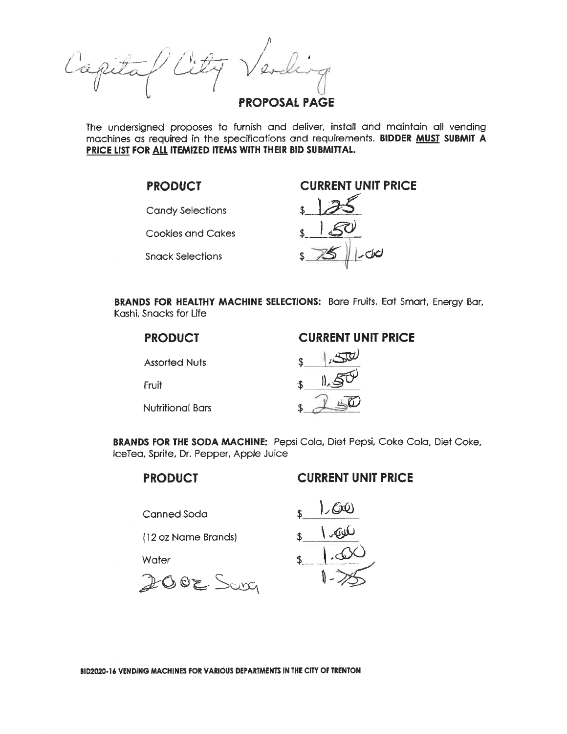Capital City Vending

# PROPOSAL PAGE

The undersigned proposes to furnish and deliver, install and maintain all vending machines as required in the specifications and requirements. **BIDDER MUST SUBMIT A PRICE LIST FOR ALL ITEMIZED ITEMS WITH THEIR BID SUBMITTAL.**

| PRODUCT | CURRENT UNIT PRICE |
|---|---|
| Candy Selections | $ 1.25 |
| Cookies and Cakes | $ 1.50 |
| Snack Selections | $ .75 / 1.00 |

**BRANDS FOR HEALTHY MACHINE SELECTIONS:** Bare Fruits, Eat Smart, Energy Bar, Kashi, Snacks for Life

| PRODUCT | CURRENT UNIT PRICE |
|---|---|
| Assorted Nuts | $ 1.50 |
| Fruit | $ 1.50 |
| Nutritional Bars | $ 2.50 |

**BRANDS FOR THE SODA MACHINE:** Pepsi Cola, Diet Pepsi, Coke Cola, Diet Coke, IceTea, Sprite, Dr. Pepper, Apple Juice

| PRODUCT | CURRENT UNIT PRICE |
|---|---|
| Canned Soda | $ 1.00 |
| (12 oz Name Brands) | $ 1.00 |
| Water | $ 1.00 |
| 20 oz Soda | 1.75 |

BID2020-16 VENDING MACHINES FOR VARIOUS DEPARTMENTS IN THE CITY OF TRENTON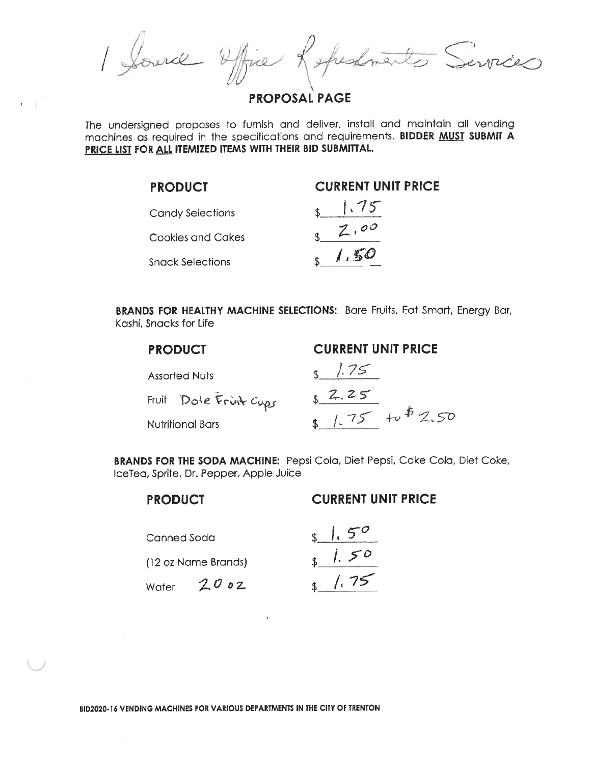1 Source Office Refreshments Services

# PROPOSAL PAGE

The undersigned proposes to furnish and deliver, install and maintain all vending machines as required in the specifications and requirements. **BIDDER MUST SUBMIT A PRICE LIST FOR ALL ITEMIZED ITEMS WITH THEIR BID SUBMITTAL.**

| PRODUCT | CURRENT UNIT PRICE |
|---|---|
| Candy Selections | $ 1.75 |
| Cookies and Cakes | $ 2.00 |
| Snack Selections | $ 1.50 |

**BRANDS FOR HEALTHY MACHINE SELECTIONS:** Bare Fruits, Eat Smart, Energy Bar, Kashi, Snacks for Life

| PRODUCT | CURRENT UNIT PRICE |
|---|---|
| Assorted Nuts | $ 1.75 |
| Fruit Dole Fruit Cups | $ 2.25 |
| Nutritional Bars | $ 1.75 to $ 2.50 |

**BRANDS FOR THE SODA MACHINE:** Pepsi Cola, Diet Pepsi, Coke Cola, Diet Coke, IceTea, Sprite, Dr. Pepper, Apple Juice

| PRODUCT | CURRENT UNIT PRICE |
|---|---|
| Canned Soda | $ 1.50 |
| (12 oz Name Brands) | $ 1.50 |
| Water 20 oz | $ 1.75 |

BID2020-16 VENDING MACHINES FOR VARIOUS DEPARTMENTS IN THE CITY OF TRENTON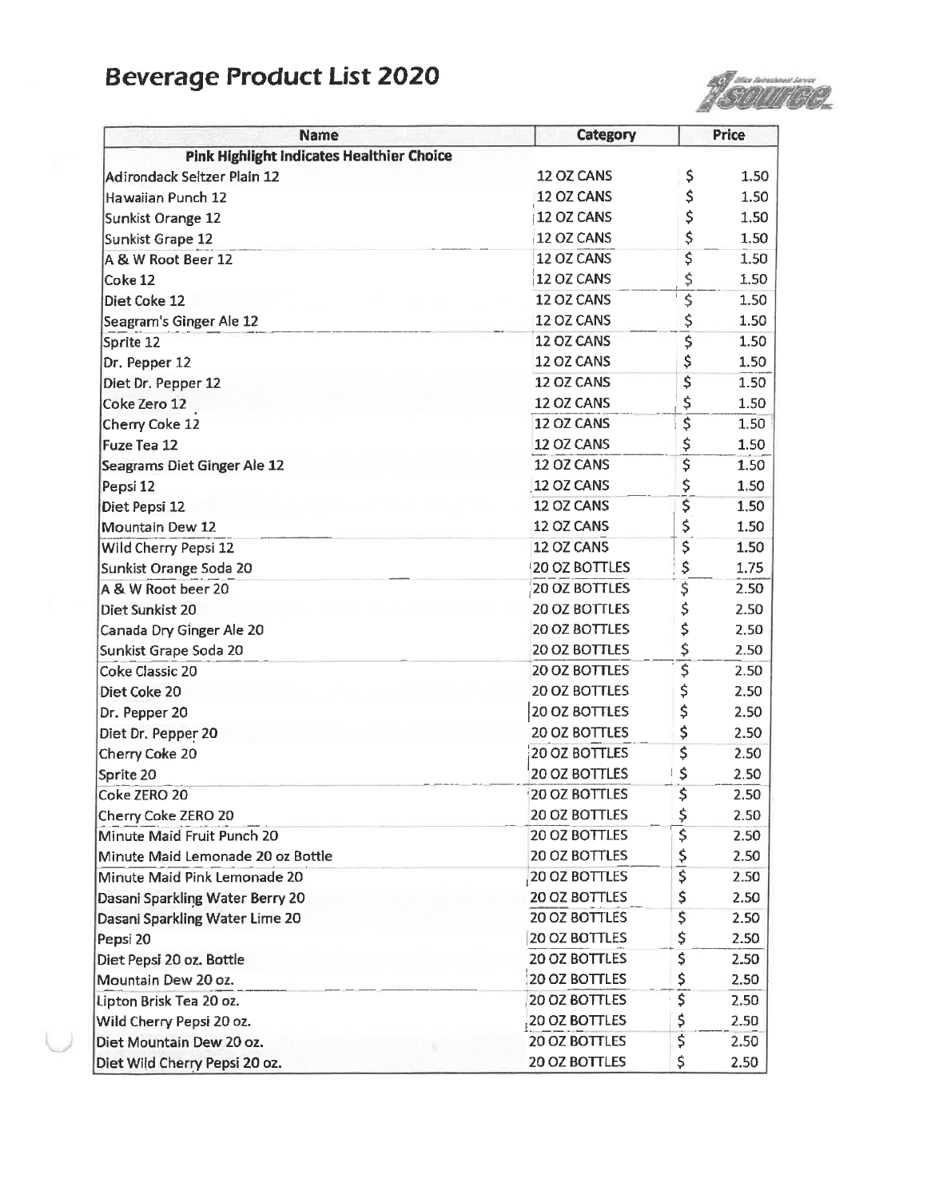# Beverage Product List 2020

| Name | Category | Price |
|---|---|---|
| **Pink Highlight Indicates Healthier Choice** | | |
| Adirondack Seltzer Plain 12 | 12 OZ CANS | $ 1.50 |
| Hawaiian Punch 12 | 12 OZ CANS | $ 1.50 |
| Sunkist Orange 12 | 12 OZ CANS | $ 1.50 |
| Sunkist Grape 12 | 12 OZ CANS | $ 1.50 |
| A & W Root Beer 12 | 12 OZ CANS | $ 1.50 |
| Coke 12 | 12 OZ CANS | $ 1.50 |
| Diet Coke 12 | 12 OZ CANS | $ 1.50 |
| Seagram's Ginger Ale 12 | 12 OZ CANS | $ 1.50 |
| Sprite 12 | 12 OZ CANS | $ 1.50 |
| Dr. Pepper 12 | 12 OZ CANS | $ 1.50 |
| Diet Dr. Pepper 12 | 12 OZ CANS | $ 1.50 |
| Coke Zero 12 | 12 OZ CANS | $ 1.50 |
| Cherry Coke 12 | 12 OZ CANS | $ 1.50 |
| Fuze Tea 12 | 12 OZ CANS | $ 1.50 |
| Seagrams Diet Ginger Ale 12 | 12 OZ CANS | $ 1.50 |
| Pepsi 12 | 12 OZ CANS | $ 1.50 |
| Diet Pepsi 12 | 12 OZ CANS | $ 1.50 |
| Mountain Dew 12 | 12 OZ CANS | $ 1.50 |
| Wild Cherry Pepsi 12 | 12 OZ CANS | $ 1.50 |
| Sunkist Orange Soda 20 | 20 OZ BOTTLES | $ 1.75 |
| A & W Root beer 20 | 20 OZ BOTTLES | $ 2.50 |
| Diet Sunkist 20 | 20 OZ BOTTLES | $ 2.50 |
| Canada Dry Ginger Ale 20 | 20 OZ BOTTLES | $ 2.50 |
| Sunkist Grape Soda 20 | 20 OZ BOTTLES | $ 2.50 |
| Coke Classic 20 | 20 OZ BOTTLES | $ 2.50 |
| Diet Coke 20 | 20 OZ BOTTLES | $ 2.50 |
| Dr. Pepper 20 | 20 OZ BOTTLES | $ 2.50 |
| Diet Dr. Pepper 20 | 20 OZ BOTTLES | $ 2.50 |
| Cherry Coke 20 | 20 OZ BOTTLES | $ 2.50 |
| Sprite 20 | 20 OZ BOTTLES | $ 2.50 |
| Coke ZERO 20 | 20 OZ BOTTLES | $ 2.50 |
| Cherry Coke ZERO 20 | 20 OZ BOTTLES | $ 2.50 |
| Minute Maid Fruit Punch 20 | 20 OZ BOTTLES | $ 2.50 |
| Minute Maid Lemonade 20 oz Bottle | 20 OZ BOTTLES | $ 2.50 |
| Minute Maid Pink Lemonade 20 | 20 OZ BOTTLES | $ 2.50 |
| Dasani Sparkling Water Berry 20 | 20 OZ BOTTLES | $ 2.50 |
| Dasani Sparkling Water Lime 20 | 20 OZ BOTTLES | $ 2.50 |
| Pepsi 20 | 20 OZ BOTTLES | $ 2.50 |
| Diet Pepsi 20 oz. Bottle | 20 OZ BOTTLES | $ 2.50 |
| Mountain Dew 20 oz. | 20 OZ BOTTLES | $ 2.50 |
| Lipton Brisk Tea 20 oz. | 20 OZ BOTTLES | $ 2.50 |
| Wild Cherry Pepsi 20 oz. | 20 OZ BOTTLES | $ 2.50 |
| Diet Mountain Dew 20 oz. | 20 OZ BOTTLES | $ 2.50 |
| Diet Wild Cherry Pepsi 20 oz. | 20 OZ BOTTLES | $ 2.50 |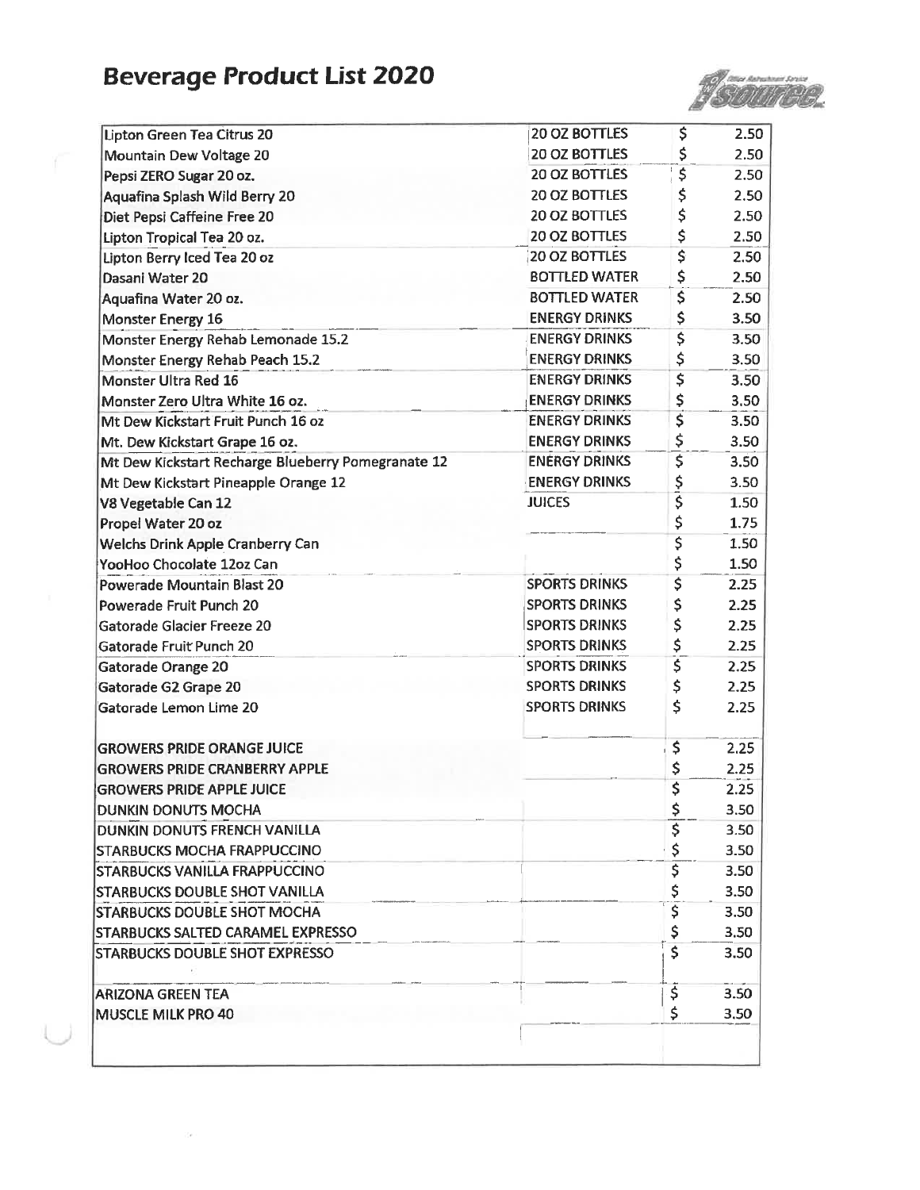# Beverage Product List 2020

| | | | |
|---|---|---|---|
| Lipton Green Tea Citrus 20 | 20 OZ BOTTLES | $ | 2.50 |
| Mountain Dew Voltage 20 | 20 OZ BOTTLES | $ | 2.50 |
| Pepsi ZERO Sugar 20 oz. | 20 OZ BOTTLES | $ | 2.50 |
| Aquafina Splash Wild Berry 20 | 20 OZ BOTTLES | $ | 2.50 |
| Diet Pepsi Caffeine Free 20 | 20 OZ BOTTLES | $ | 2.50 |
| Lipton Tropical Tea 20 oz. | 20 OZ BOTTLES | $ | 2.50 |
| Lipton Berry Iced Tea 20 oz | 20 OZ BOTTLES | $ | 2.50 |
| Dasani Water 20 | BOTTLED WATER | $ | 2.50 |
| Aquafina Water 20 oz. | BOTTLED WATER | $ | 2.50 |
| Monster Energy 16 | ENERGY DRINKS | $ | 3.50 |
| Monster Energy Rehab Lemonade 15.2 | ENERGY DRINKS | $ | 3.50 |
| Monster Energy Rehab Peach 15.2 | ENERGY DRINKS | $ | 3.50 |
| Monster Ultra Red 16 | ENERGY DRINKS | $ | 3.50 |
| Monster Zero Ultra White 16 oz. | ENERGY DRINKS | $ | 3.50 |
| Mt Dew Kickstart Fruit Punch 16 oz | ENERGY DRINKS | $ | 3.50 |
| Mt. Dew Kickstart Grape 16 oz. | ENERGY DRINKS | $ | 3.50 |
| Mt Dew Kickstart Recharge Blueberry Pomegranate 12 | ENERGY DRINKS | $ | 3.50 |
| Mt Dew Kickstart Pineapple Orange 12 | ENERGY DRINKS | $ | 3.50 |
| V8 Vegetable Can 12 | JUICES | $ | 1.50 |
| Propel Water 20 oz | | $ | 1.75 |
| Welchs Drink Apple Cranberry Can | | $ | 1.50 |
| YooHoo Chocolate 12oz Can | | $ | 1.50 |
| Powerade Mountain Blast 20 | SPORTS DRINKS | $ | 2.25 |
| Powerade Fruit Punch 20 | SPORTS DRINKS | $ | 2.25 |
| Gatorade Glacier Freeze 20 | SPORTS DRINKS | $ | 2.25 |
| Gatorade Fruit Punch 20 | SPORTS DRINKS | $ | 2.25 |
| Gatorade Orange 20 | SPORTS DRINKS | $ | 2.25 |
| Gatorade G2 Grape 20 | SPORTS DRINKS | $ | 2.25 |
| Gatorade Lemon Lime 20 | SPORTS DRINKS | $ | 2.25 |
| | | | |
| GROWERS PRIDE ORANGE JUICE | | $ | 2.25 |
| GROWERS PRIDE CRANBERRY APPLE | | $ | 2.25 |
| GROWERS PRIDE APPLE JUICE | | $ | 2.25 |
| DUNKIN DONUTS MOCHA | | $ | 3.50 |
| DUNKIN DONUTS FRENCH VANILLA | | $ | 3.50 |
| STARBUCKS MOCHA FRAPPUCCINO | | $ | 3.50 |
| STARBUCKS VANILLA FRAPPUCCINO | | $ | 3.50 |
| STARBUCKS DOUBLE SHOT VANILLA | | $ | 3.50 |
| STARBUCKS DOUBLE SHOT MOCHA | | $ | 3.50 |
| STARBUCKS SALTED CARAMEL EXPRESSO | | $ | 3.50 |
| STARBUCKS DOUBLE SHOT EXPRESSO | | $ | 3.50 |
| | | | |
| ARIZONA GREEN TEA | | $ | 3.50 |
| MUSCLE MILK PRO 40 | | $ | 3.50 |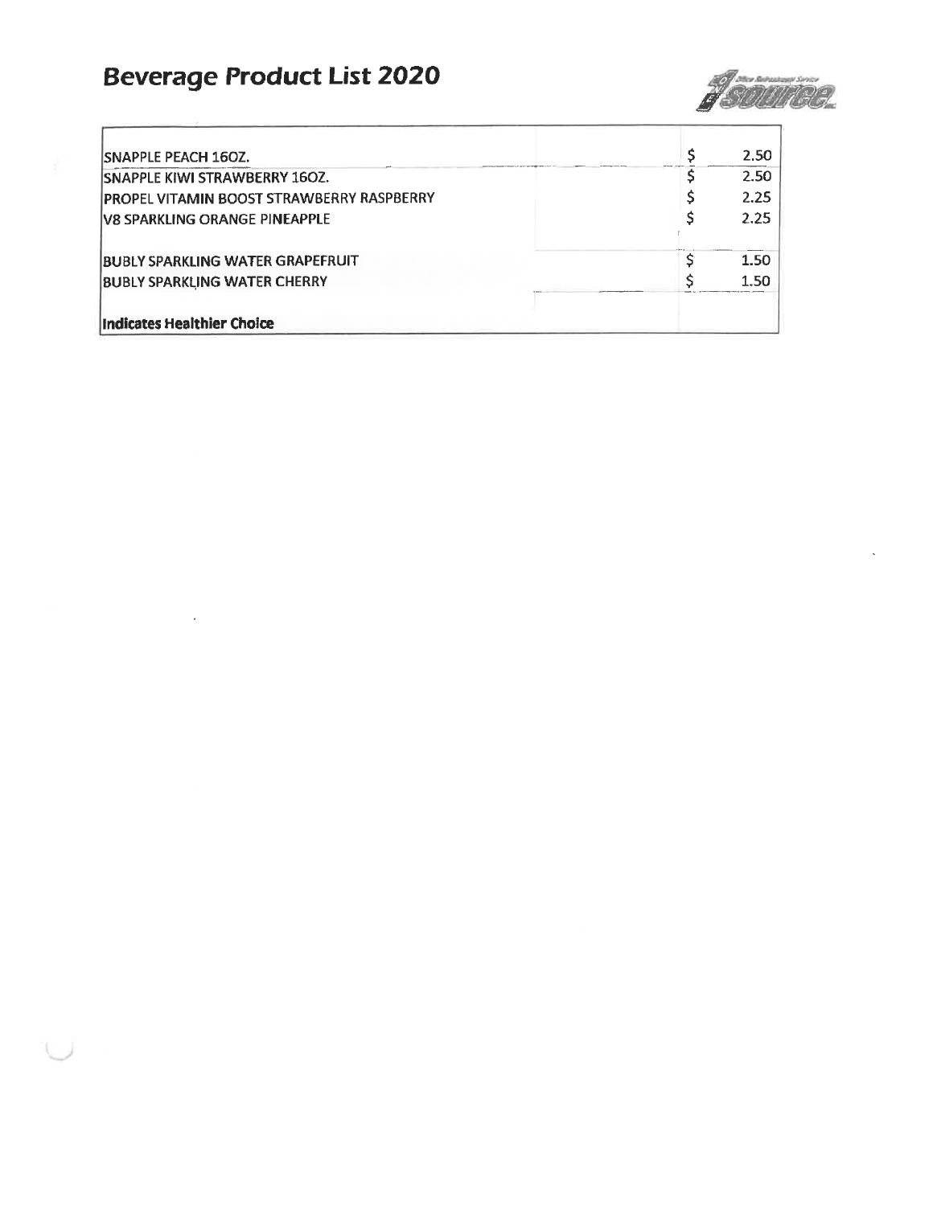# Beverage Product List 2020

| | | |
|---|---|---|
| SNAPPLE PEACH 16OZ. | $ | 2.50 |
| SNAPPLE KIWI STRAWBERRY 16OZ. | $ | 2.50 |
| PROPEL VITAMIN BOOST STRAWBERRY RASPBERRY | $ | 2.25 |
| V8 SPARKLING ORANGE PINEAPPLE | $ | 2.25 |
| | | |
| BUBLY SPARKLING WATER GRAPEFRUIT | $ | 1.50 |
| BUBLY SPARKLING WATER CHERRY | $ | 1.50 |
| | | |
| **Indicates Healthier Choice** | | |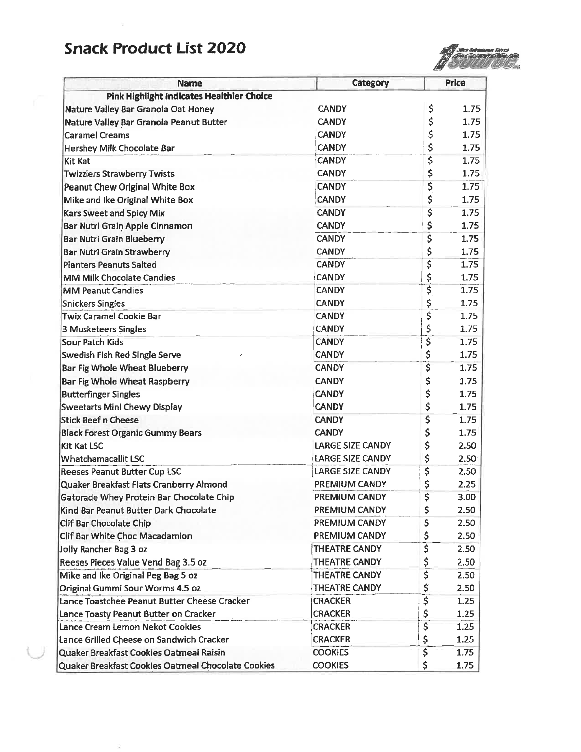# Snack Product List 2020

| Name | Category | Price |
|---|---|---|
| **Pink Highlight Indicates Healthier Choice** | | |
| Nature Valley Bar Granola Oat Honey | CANDY | $ 1.75 |
| Nature Valley Bar Granola Peanut Butter | CANDY | $ 1.75 |
| Caramel Creams | CANDY | $ 1.75 |
| Hershey Milk Chocolate Bar | CANDY | $ 1.75 |
| Kit Kat | CANDY | $ 1.75 |
| Twizzlers Strawberry Twists | CANDY | $ 1.75 |
| Peanut Chew Original White Box | CANDY | $ 1.75 |
| Mike and Ike Original White Box | CANDY | $ 1.75 |
| Kars Sweet and Spicy Mix | CANDY | $ 1.75 |
| Bar Nutri Grain Apple Cinnamon | CANDY | $ 1.75 |
| Bar Nutri Grain Blueberry | CANDY | $ 1.75 |
| Bar Nutri Grain Strawberry | CANDY | $ 1.75 |
| Planters Peanuts Salted | CANDY | $ 1.75 |
| MM Milk Chocolate Candies | CANDY | $ 1.75 |
| MM Peanut Candies | CANDY | $ 1.75 |
| Snickers Singles | CANDY | $ 1.75 |
| Twix Caramel Cookie Bar | CANDY | $ 1.75 |
| 3 Musketeers Singles | CANDY | $ 1.75 |
| Sour Patch Kids | CANDY | $ 1.75 |
| Swedish Fish Red Single Serve | CANDY | $ 1.75 |
| Bar Fig Whole Wheat Blueberry | CANDY | $ 1.75 |
| Bar Fig Whole Wheat Raspberry | CANDY | $ 1.75 |
| Butterfinger Singles | CANDY | $ 1.75 |
| Sweetarts Mini Chewy Display | CANDY | $ 1.75 |
| Stick Beef n Cheese | CANDY | $ 1.75 |
| Black Forest Organic Gummy Bears | CANDY | $ 1.75 |
| Kit Kat LSC | LARGE SIZE CANDY | $ 2.50 |
| Whatchamacallit LSC | LARGE SIZE CANDY | $ 2.50 |
| Reeses Peanut Butter Cup LSC | LARGE SIZE CANDY | $ 2.50 |
| Quaker Breakfast Flats Cranberry Almond | PREMIUM CANDY | $ 2.25 |
| Gatorade Whey Protein Bar Chocolate Chip | PREMIUM CANDY | $ 3.00 |
| Kind Bar Peanut Butter Dark Chocolate | PREMIUM CANDY | $ 2.50 |
| Clif Bar Chocolate Chip | PREMIUM CANDY | $ 2.50 |
| Clif Bar White Choc Macadamion | PREMIUM CANDY | $ 2.50 |
| Jolly Rancher Bag 3 oz | THEATRE CANDY | $ 2.50 |
| Reeses Pieces Value Vend Bag 3.5 oz | THEATRE CANDY | $ 2.50 |
| Mike and Ike Original Peg Bag 5 oz | THEATRE CANDY | $ 2.50 |
| Original Gummi Sour Worms 4.5 oz | THEATRE CANDY | $ 2.50 |
| Lance Toastchee Peanut Butter Cheese Cracker | CRACKER | $ 1.25 |
| Lance Toasty Peanut Butter on Cracker | CRACKER | $ 1.25 |
| Lance Cream Lemon Nekot Cookies | CRACKER | $ 1.25 |
| Lance Grilled Cheese on Sandwich Cracker | CRACKER | $ 1.25 |
| Quaker Breakfast Cookies Oatmeal Raisin | COOKIES | $ 1.75 |
| Quaker Breakfast Cookies Oatmeal Chocolate Cookies | COOKIES | $ 1.75 |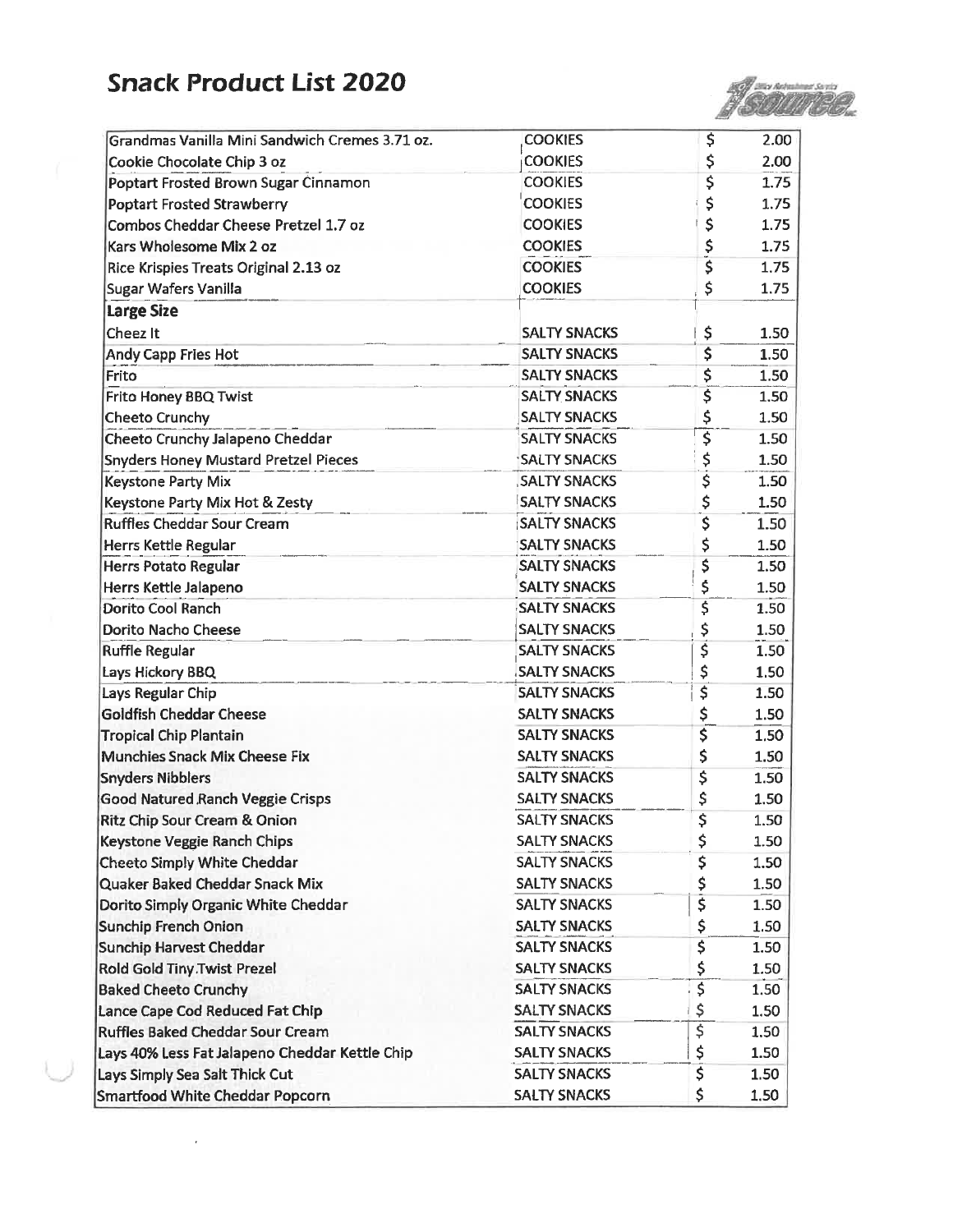# Snack Product List 2020

| | | | |
|---|---|---|---|
| Grandmas Vanilla Mini Sandwich Cremes 3.71 oz. | COOKIES | $ | 2.00 |
| Cookie Chocolate Chip 3 oz | COOKIES | $ | 2.00 |
| Poptart Frosted Brown Sugar Cinnamon | COOKIES | $ | 1.75 |
| Poptart Frosted Strawberry | COOKIES | $ | 1.75 |
| Combos Cheddar Cheese Pretzel 1.7 oz | COOKIES | $ | 1.75 |
| Kars Wholesome Mix 2 oz | COOKIES | $ | 1.75 |
| Rice Krispies Treats Original 2.13 oz | COOKIES | $ | 1.75 |
| Sugar Wafers Vanilla | COOKIES | $ | 1.75 |
| **Large Size** | | | |
| Cheez It | SALTY SNACKS | $ | 1.50 |
| Andy Capp Fries Hot | SALTY SNACKS | $ | 1.50 |
| Frito | SALTY SNACKS | $ | 1.50 |
| Frito Honey BBQ Twist | SALTY SNACKS | $ | 1.50 |
| Cheeto Crunchy | SALTY SNACKS | $ | 1.50 |
| Cheeto Crunchy Jalapeno Cheddar | SALTY SNACKS | $ | 1.50 |
| Snyders Honey Mustard Pretzel Pieces | SALTY SNACKS | $ | 1.50 |
| Keystone Party Mix | SALTY SNACKS | $ | 1.50 |
| Keystone Party Mix Hot & Zesty | SALTY SNACKS | $ | 1.50 |
| Ruffles Cheddar Sour Cream | SALTY SNACKS | $ | 1.50 |
| Herrs Kettle Regular | SALTY SNACKS | $ | 1.50 |
| Herrs Potato Regular | SALTY SNACKS | $ | 1.50 |
| Herrs Kettle Jalapeno | SALTY SNACKS | $ | 1.50 |
| Dorito Cool Ranch | SALTY SNACKS | $ | 1.50 |
| Dorito Nacho Cheese | SALTY SNACKS | $ | 1.50 |
| Ruffle Regular | SALTY SNACKS | $ | 1.50 |
| Lays Hickory BBQ | SALTY SNACKS | $ | 1.50 |
| Lays Regular Chip | SALTY SNACKS | $ | 1.50 |
| Goldfish Cheddar Cheese | SALTY SNACKS | $ | 1.50 |
| Tropical Chip Plantain | SALTY SNACKS | $ | 1.50 |
| Munchies Snack Mix Cheese Fix | SALTY SNACKS | $ | 1.50 |
| Snyders Nibblers | SALTY SNACKS | $ | 1.50 |
| Good Natured Ranch Veggie Crisps | SALTY SNACKS | $ | 1.50 |
| Ritz Chip Sour Cream & Onion | SALTY SNACKS | $ | 1.50 |
| Keystone Veggie Ranch Chips | SALTY SNACKS | $ | 1.50 |
| Cheeto Simply White Cheddar | SALTY SNACKS | $ | 1.50 |
| Quaker Baked Cheddar Snack Mix | SALTY SNACKS | $ | 1.50 |
| Dorito Simply Organic White Cheddar | SALTY SNACKS | $ | 1.50 |
| Sunchip French Onion | SALTY SNACKS | $ | 1.50 |
| Sunchip Harvest Cheddar | SALTY SNACKS | $ | 1.50 |
| Rold Gold Tiny Twist Prezel | SALTY SNACKS | $ | 1.50 |
| Baked Cheeto Crunchy | SALTY SNACKS | $ | 1.50 |
| Lance Cape Cod Reduced Fat Chip | SALTY SNACKS | $ | 1.50 |
| Ruffles Baked Cheddar Sour Cream | SALTY SNACKS | $ | 1.50 |
| Lays 40% Less Fat Jalapeno Cheddar Kettle Chip | SALTY SNACKS | $ | 1.50 |
| Lays Simply Sea Salt Thick Cut | SALTY SNACKS | $ | 1.50 |
| Smartfood White Cheddar Popcorn | SALTY SNACKS | $ | 1.50 |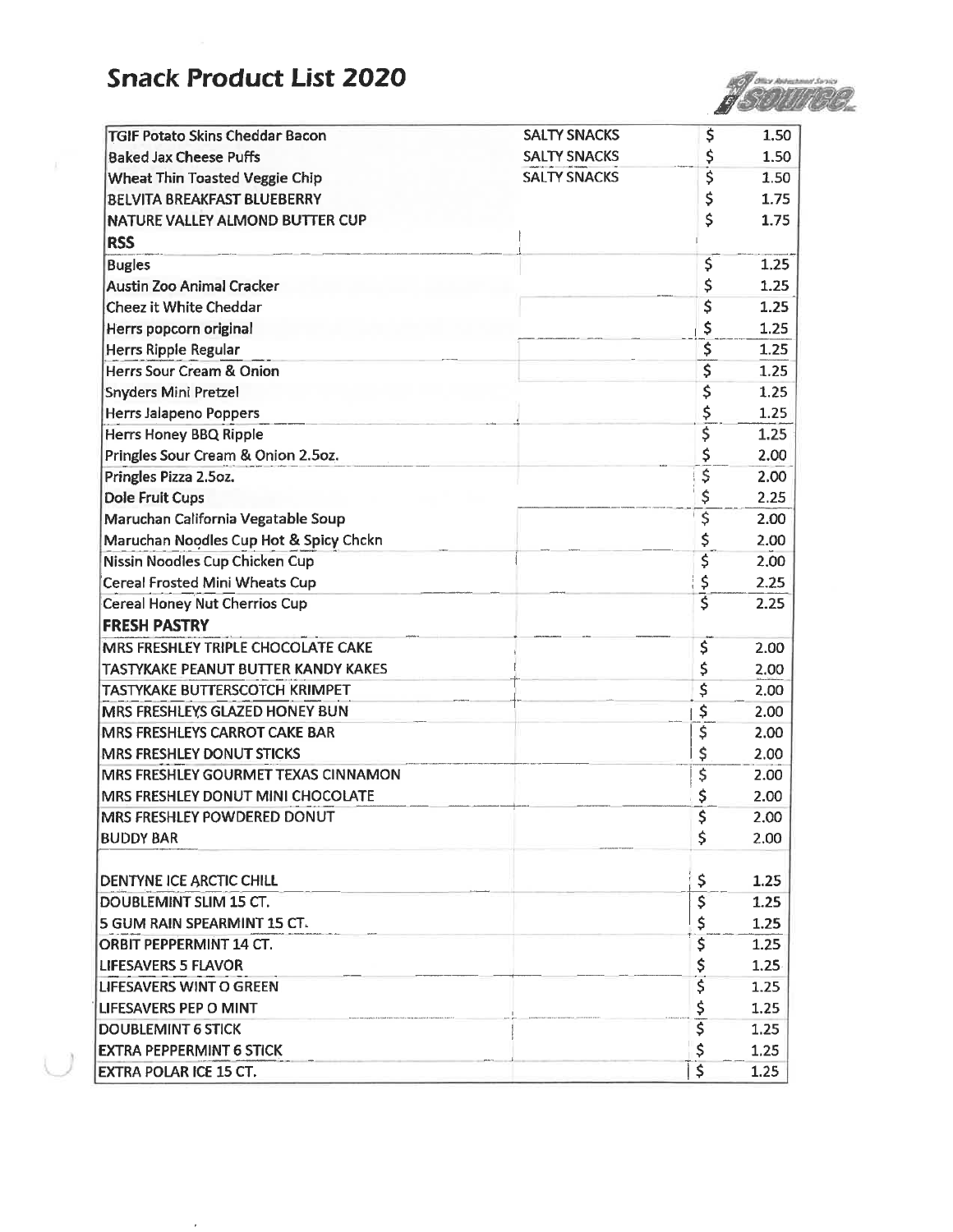# Snack Product List 2020

| | | | |
|---|---|---|---|
| TGIF Potato Skins Cheddar Bacon | SALTY SNACKS | $ | 1.50 |
| Baked Jax Cheese Puffs | SALTY SNACKS | $ | 1.50 |
| Wheat Thin Toasted Veggie Chip | SALTY SNACKS | $ | 1.50 |
| BELVITA BREAKFAST BLUEBERRY | | $ | 1.75 |
| NATURE VALLEY ALMOND BUTTER CUP | | $ | 1.75 |
| **RSS** | | | |
| Bugles | | $ | 1.25 |
| Austin Zoo Animal Cracker | | $ | 1.25 |
| Cheez it White Cheddar | | $ | 1.25 |
| Herrs popcorn original | | $ | 1.25 |
| Herrs Ripple Regular | | $ | 1.25 |
| Herrs Sour Cream & Onion | | $ | 1.25 |
| Snyders Mini Pretzel | | $ | 1.25 |
| Herrs Jalapeno Poppers | | $ | 1.25 |
| Herrs Honey BBQ Ripple | | $ | 1.25 |
| Pringles Sour Cream & Onion 2.5oz. | | $ | 2.00 |
| Pringles Pizza 2.5oz. | | $ | 2.00 |
| Dole Fruit Cups | | $ | 2.25 |
| Maruchan California Vegatable Soup | | $ | 2.00 |
| Maruchan Noodles Cup Hot & Spicy Chckn | | $ | 2.00 |
| Nissin Noodles Cup Chicken Cup | | $ | 2.00 |
| Cereal Frosted Mini Wheats Cup | | $ | 2.25 |
| Cereal Honey Nut Cherrios Cup | | $ | 2.25 |
| **FRESH PASTRY** | | | |
| MRS FRESHLEY TRIPLE CHOCOLATE CAKE | | $ | 2.00 |
| TASTYKAKE PEANUT BUTTER KANDY KAKES | | $ | 2.00 |
| TASTYKAKE BUTTERSCOTCH KRIMPET | | $ | 2.00 |
| MRS FRESHLEYS GLAZED HONEY BUN | | $ | 2.00 |
| MRS FRESHLEYS CARROT CAKE BAR | | $ | 2.00 |
| MRS FRESHLEY DONUT STICKS | | $ | 2.00 |
| MRS FRESHLEY GOURMET TEXAS CINNAMON | | $ | 2.00 |
| MRS FRESHLEY DONUT MINI CHOCOLATE | | $ | 2.00 |
| MRS FRESHLEY POWDERED DONUT | | $ | 2.00 |
| BUDDY BAR | | $ | 2.00 |
| | | | |
| DENTYNE ICE ARCTIC CHILL | | $ | 1.25 |
| DOUBLEMINT SLIM 15 CT. | | $ | 1.25 |
| 5 GUM RAIN SPEARMINT 15 CT. | | $ | 1.25 |
| ORBIT PEPPERMINT 14 CT. | | $ | 1.25 |
| LIFESAVERS 5 FLAVOR | | $ | 1.25 |
| LIFESAVERS WINT O GREEN | | $ | 1.25 |
| LIFESAVERS PEP O MINT | | $ | 1.25 |
| DOUBLEMINT 6 STICK | | $ | 1.25 |
| EXTRA PEPPERMINT 6 STICK | | $ | 1.25 |
| EXTRA POLAR ICE 15 CT. | | $ | 1.25 |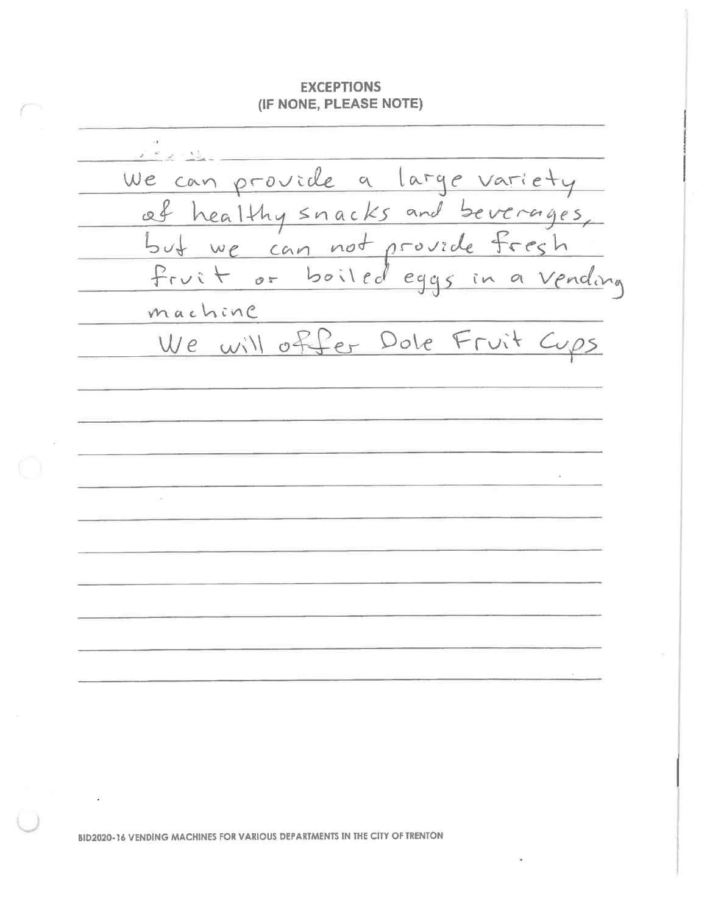**EXCEPTIONS**
**(IF NONE, PLEASE NOTE)**

We can provide a large variety of healthy snacks and beverages, but we can not provide fresh fruit or boiled eggs in a vending machine

We will offer Dole Fruit Cups

BID2020-16 VENDING MACHINES FOR VARIOUS DEPARTMENTS IN THE CITY OF TRENTON